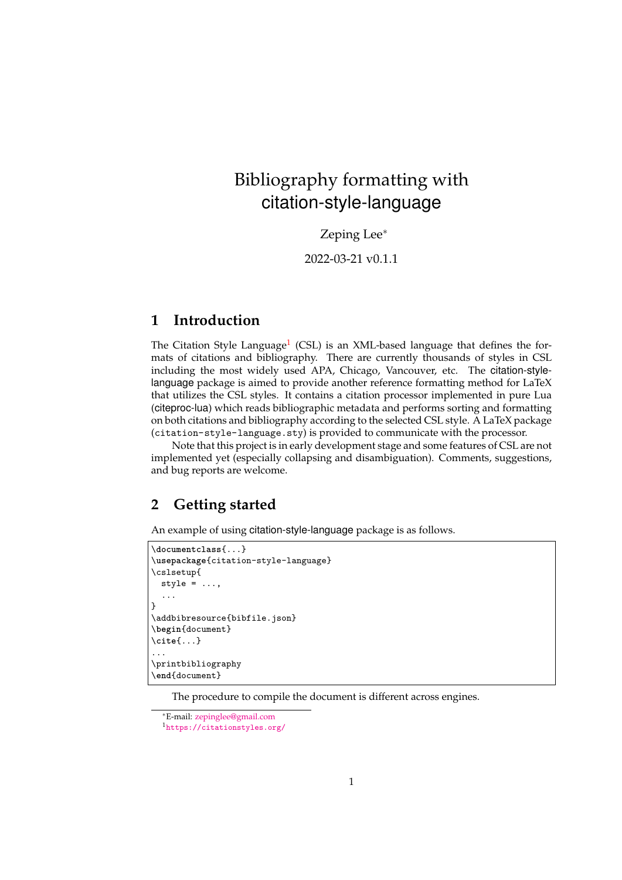# Bibliography formatting with citation-style-language

Zeping Lee[*]

2022-03-21 v0.1.1

## 1 Introduction

The Citation Style Language[1] (CSL) is an XML-based language that defines the formats of citations and bibliography. There are currently thousands of styles in CSL including the most widely used APA, Chicago, Vancouver, etc. The citation-style-language package is aimed to provide another reference formatting method for LaTeX that utilizes the CSL styles. It contains a citation processor implemented in pure Lua (citeproc-lua) which reads bibliographic metadata and performs sorting and formatting on both citations and bibliography according to the selected CSL style. A LaTeX package (`citation-style-language.sty`) is provided to communicate with the processor.

Note that this project is in early development stage and some features of CSL are not implemented yet (especially collapsing and disambiguation). Comments, suggestions, and bug reports are welcome.

## 2 Getting started

An example of using citation-style-language package is as follows.

```
\documentclass{...}
\usepackage{citation-style-language}
\cslsetup{
  style = ...,
  ...
}
\addbibresource{bibfile.json}
\begin{document}
\cite{...}
...
\printbibliography
\end{document}
```

The procedure to compile the document is different across engines.

[*] E-mail: zepinglee@gmail.com

[1] https://citationstyles.org/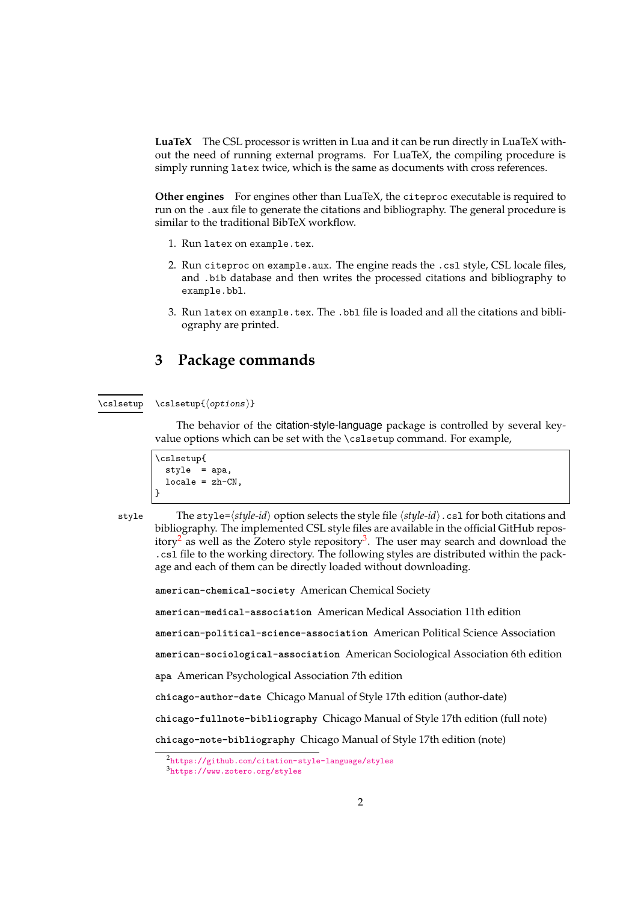**LuaTeX** The CSL processor is written in Lua and it can be run directly in LuaTeX without the need of running external programs. For LuaTeX, the compiling procedure is simply running `latex` twice, which is the same as documents with cross references.

**Other engines** For engines other than LuaTeX, the `citeproc` executable is required to run on the `.aux` file to generate the citations and bibliography. The general procedure is similar to the traditional BibTeX workflow.

1. Run `latex` on `example.tex`.
2. Run `citeproc` on `example.aux`. The engine reads the `.csl` style, CSL locale files, and `.bib` database and then writes the processed citations and bibliography to `example.bbl`.
3. Run `latex` on `example.tex`. The `.bbl` file is loaded and all the citations and bibliography are printed.

## 3 Package commands

`\cslsetup` `\cslsetup{⟨options⟩}`

The behavior of the citation-style-language package is controlled by several key-value options which can be set with the `\cslsetup` command. For example,

```
\cslsetup{
  style  = apa,
  locale = zh-CN,
}
```

`style` The `style=⟨style-id⟩` option selects the style file `⟨style-id⟩.csl` for both citations and bibliography. The implemented CSL style files are available in the official GitHub repository[2] as well as the Zotero style repository[3]. The user may search and download the `.csl` file to the working directory. The following styles are distributed within the package and each of them can be directly loaded without downloading.

**`american-chemical-society`** American Chemical Society

**`american-medical-association`** American Medical Association 11th edition

**`american-political-science-association`** American Political Science Association

**`american-sociological-association`** American Sociological Association 6th edition

**`apa`** American Psychological Association 7th edition

**`chicago-author-date`** Chicago Manual of Style 17th edition (author-date)

**`chicago-fullnote-bibliography`** Chicago Manual of Style 17th edition (full note)

**`chicago-note-bibliography`** Chicago Manual of Style 17th edition (note)

[2] https://github.com/citation-style-language/styles
[3] https://www.zotero.org/styles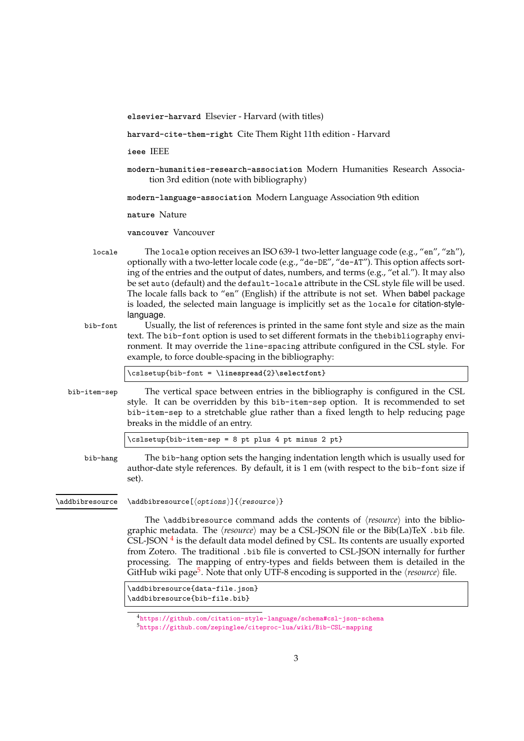`elsevier-harvard` Elsevier - Harvard (with titles)

`harvard-cite-them-right` Cite Them Right 11th edition - Harvard

`ieee` IEEE

`modern-humanities-research-association` Modern Humanities Research Association 3rd edition (note with bibliography)

`modern-language-association` Modern Language Association 9th edition

`nature` Nature

`vancouver` Vancouver

`locale` The `locale` option receives an ISO 639-1 two-letter language code (e.g., "`en`", "`zh`"), optionally with a two-letter locale code (e.g., "`de-DE`", "`de-AT`"). This option affects sorting of the entries and the output of dates, numbers, and terms (e.g., "et al."). It may also be set `auto` (default) and the `default-locale` attribute in the CSL style file will be used. The locale falls back to "`en`" (English) if the attribute is not set. When babel package is loaded, the selected main language is implicitly set as the `locale` for citation-style-language.

`bib-font` Usually, the list of references is printed in the same font style and size as the main text. The `bib-font` option is used to set different formats in the `thebibliography` environment. It may override the `line-spacing` attribute configured in the CSL style. For example, to force double-spacing in the bibliography:

```
\cslsetup{bib-font = \linespread{2}\selectfont}
```

`bib-item-sep` The vertical space between entries in the bibliography is configured in the CSL style. It can be overridden by this `bib-item-sep` option. It is recommended to set `bib-item-sep` to a stretchable glue rather than a fixed length to help reducing page breaks in the middle of an entry.

```
\cslsetup{bib-item-sep = 8 pt plus 4 pt minus 2 pt}
```

`bib-hang` The `bib-hang` option sets the hanging indentation length which is usually used for author-date style references. By default, it is 1 em (with respect to the `bib-font` size if set).

`\addbibresource` `\addbibresource[⟨options⟩]{⟨resource⟩}`

The `\addbibresource` command adds the contents of ⟨*resource*⟩ into the bibliographic metadata. The ⟨*resource*⟩ may be a CSL-JSON file or the Bib(La)TeX `.bib` file. CSL-JSON [4] is the default data model defined by CSL. Its contents are usually exported from Zotero. The traditional `.bib` file is converted to CSL-JSON internally for further processing. The mapping of entry-types and fields between them is detailed in the GitHub wiki page[5]. Note that only UTF-8 encoding is supported in the ⟨*resource*⟩ file.

```
\addbibresource{data-file.json}
\addbibresource{bib-file.bib}
```

[4] https://github.com/citation-style-language/schema#csl-json-schema

[5] https://github.com/zepinglee/citeproc-lua/wiki/Bib-CSL-mapping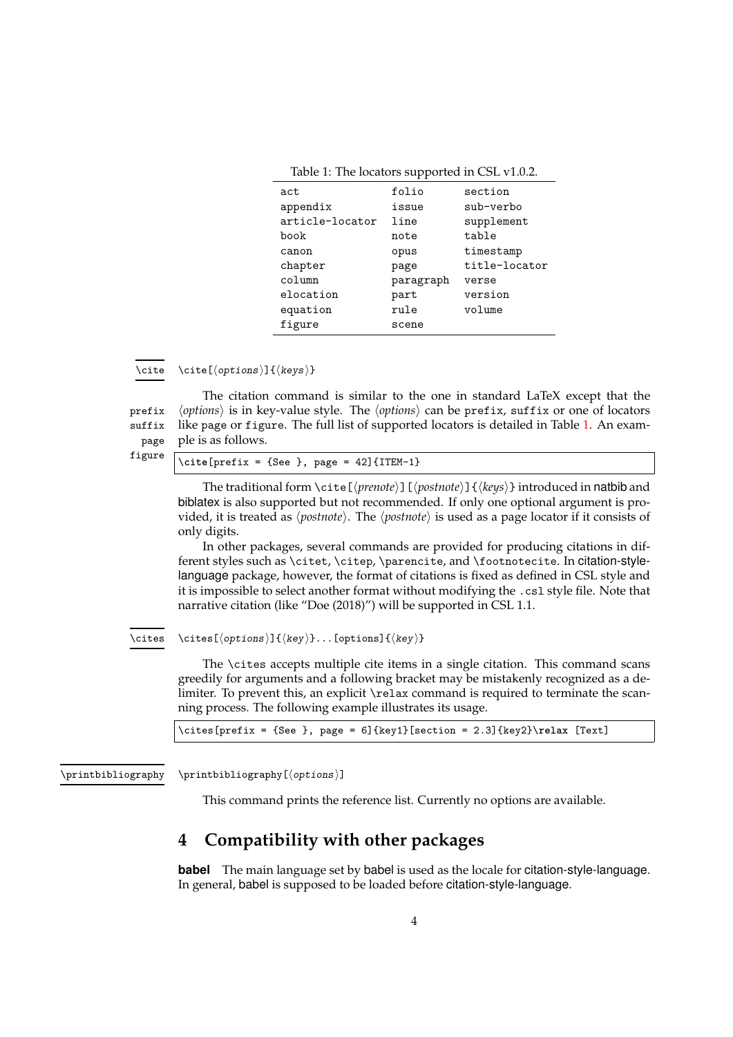Table 1: The locators supported in CSL v1.0.2.

| | | |
|---|---|---|
| act | folio | section |
| appendix | issue | sub-verbo |
| article-locator | line | supplement |
| book | note | table |
| canon | opus | timestamp |
| chapter | page | title-locator |
| column | paragraph | verse |
| elocation | part | version |
| equation | rule | volume |
| figure | scene | |

`\cite` `\cite[⟨options⟩]{⟨keys⟩}`

The citation command is similar to the one in standard LaTeX except that the ⟨*options*⟩ is in key-value style. The ⟨*options*⟩ can be `prefix`, `suffix` or one of locators like `page` or `figure`. The full list of supported locators is detailed in Table 1. An example is as follows.

```
\cite[prefix = {See }, page = 42]{ITEM-1}
```

The traditional form `\cite[⟨prenote⟩][⟨postnote⟩]{⟨keys⟩}` introduced in natbib and biblatex is also supported but not recommended. If only one optional argument is provided, it is treated as ⟨*postnote*⟩. The ⟨*postnote*⟩ is used as a page locator if it consists of only digits.

In other packages, several commands are provided for producing citations in different styles such as `\citet`, `\citep`, `\parencite`, and `\footnotecite`. In citation-style-language package, however, the format of citations is fixed as defined in CSL style and it is impossible to select another format without modifying the `.csl` style file. Note that narrative citation (like "Doe (2018)") will be supported in CSL 1.1.

`\cites` `\cites[⟨options⟩]{⟨key⟩}...[options]{⟨key⟩}`

The `\cites` accepts multiple cite items in a single citation. This command scans greedily for arguments and a following bracket may be mistakenly recognized as a delimiter. To prevent this, an explicit `\relax` command is required to terminate the scanning process. The following example illustrates its usage.

```
\cites[prefix = {See }, page = 6]{key1}[section = 2.3]{key2}\relax [Text]
```

`\printbibliography` `\printbibliography[⟨options⟩]`

This command prints the reference list. Currently no options are available.

## 4 Compatibility with other packages

**babel** The main language set by babel is used as the locale for citation-style-language. In general, babel is supposed to be loaded before citation-style-language.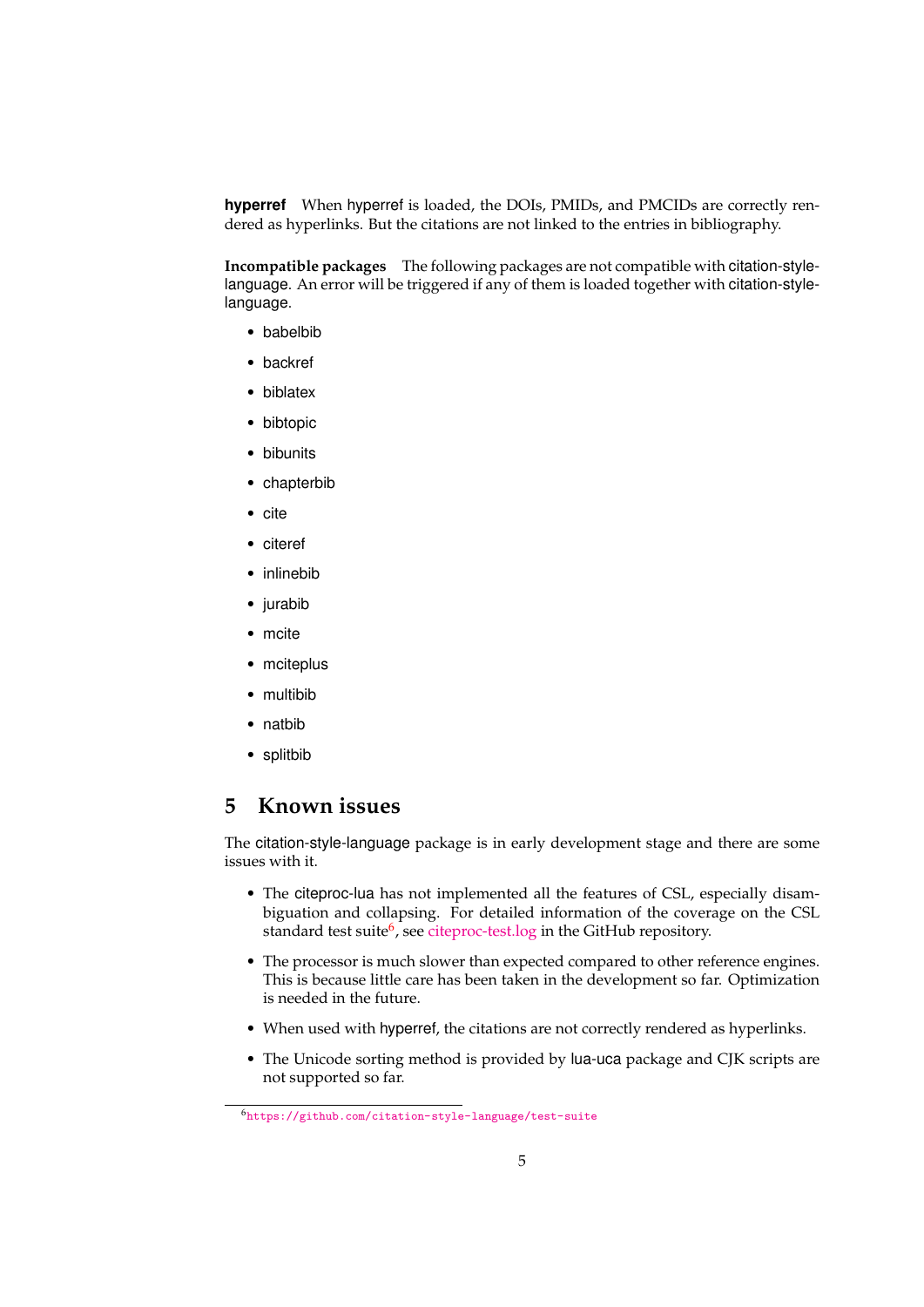**hyperref** When hyperref is loaded, the DOIs, PMIDs, and PMCIDs are correctly rendered as hyperlinks. But the citations are not linked to the entries in bibliography.

**Incompatible packages** The following packages are not compatible with citation-style-language. An error will be triggered if any of them is loaded together with citation-style-language.

- babelbib
- backref
- biblatex
- bibtopic
- bibunits
- chapterbib
- cite
- citeref
- inlinebib
- jurabib
- mcite
- mciteplus
- multibib
- natbib
- splitbib

## 5 Known issues

The citation-style-language package is in early development stage and there are some issues with it.

- The citeproc-lua has not implemented all the features of CSL, especially disambiguation and collapsing. For detailed information of the coverage on the CSL standard test suite[6], see citeproc-test.log in the GitHub repository.
- The processor is much slower than expected compared to other reference engines. This is because little care has been taken in the development so far. Optimization is needed in the future.
- When used with hyperref, the citations are not correctly rendered as hyperlinks.
- The Unicode sorting method is provided by lua-uca package and CJK scripts are not supported so far.

[6] https://github.com/citation-style-language/test-suite